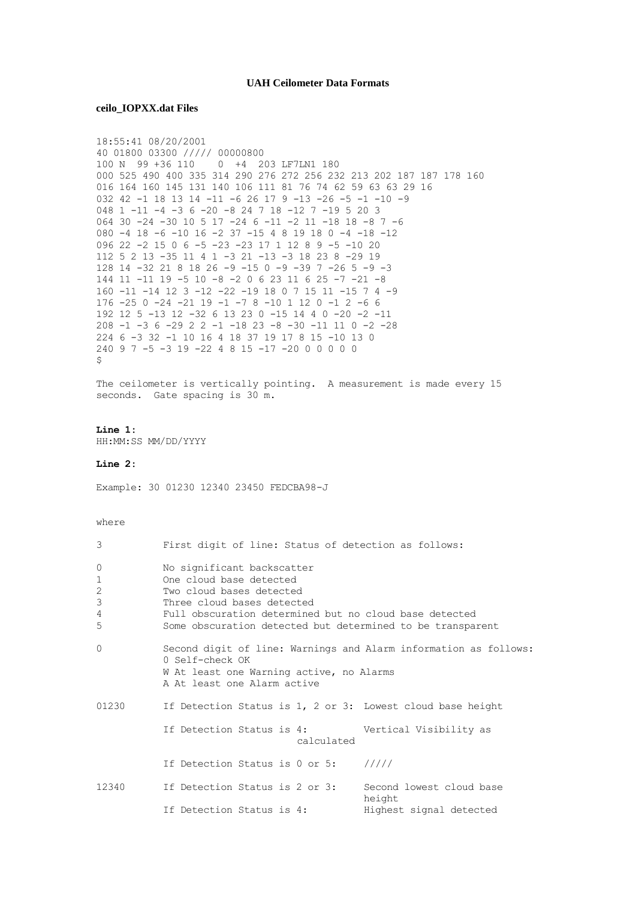# UAH Ceilometer Data Formats

## ceilo_IOPXX.dat Files

```
18:55:41 08/20/2001
40 01800 03300 ///// 00000800
100 N  99 +36 110    0  +4  203 LF7LN1 180
000 525 490 400 335 314 290 276 272 256 232 213 202 187 187 178 160
016 164 160 145 131 140 106 111 81 76 74 62 59 63 63 29 16
032 42 -1 18 13 14 -11 -6 26 17 9 -13 -26 -5 -1 -10 -9
048 1 -11 -4 -3 6 -20 -8 24 7 18 -12 7 -19 5 20 3
064 30 -24 -30 10 5 17 -24 6 -11 -2 11 -18 18 -8 7 -6
080 -4 18 -6 -10 16 -2 37 -15 4 8 19 18 0 -4 -18 -12
096 22 -2 15 0 6 -5 -23 -23 17 1 12 8 9 -5 -10 20
112 5 2 13 -35 11 4 1 -3 21 -13 -3 18 23 8 -29 19
128 14 -32 21 8 18 26 -9 -15 0 -9 -39 7 -26 5 -9 -3
144 11 -11 19 -5 10 -8 -2 0 6 23 11 6 25 -7 -21 -8
160 -11 -14 12 3 -12 -22 -19 18 0 7 15 11 -15 7 4 -9
176 -25 0 -24 -21 19 -1 -7 8 -10 1 12 0 -1 2 -6 6
192 12 5 -13 12 -32 6 13 23 0 -15 14 4 0 -20 -2 -11
208 -1 -3 6 -29 2 2 -1 -18 23 -8 -30 -11 11 0 -2 -28
224 6 -3 32 -1 10 16 4 18 37 19 17 8 15 -10 13 0
240 9 7 -5 -3 19 -22 4 8 15 -17 -20 0 0 0 0 0
$
```

The ceilometer is vertically pointing. A measurement is made every 15 seconds. Gate spacing is 30 m.

**Line 1:**

HH:MM:SS MM/DD/YYYY

**Line 2:**

Example: 30 01230 12340 23450 FEDCBA98-J

where

| | |
|---|---|
| 3 | First digit of line: Status of detection as follows: |
| 0 | No significant backscatter |
| 1 | One cloud base detected |
| 2 | Two cloud bases detected |
| 3 | Three cloud bases detected |
| 4 | Full obscuration determined but no cloud base detected |
| 5 | Some obscuration detected but determined to be transparent |
| 0 | Second digit of line: Warnings and Alarm information as follows:<br>0 Self-check OK<br>W At least one Warning active, no Alarms<br>A At least one Alarm active |
| 01230 | If Detection Status is 1, 2 or 3: Lowest cloud base height |
| | If Detection Status is 4: Vertical Visibility as calculated |
| | If Detection Status is 0 or 5: ///// |
| 12340 | If Detection Status is 2 or 3: Second lowest cloud base height |
| | If Detection Status is 4: Highest signal detected |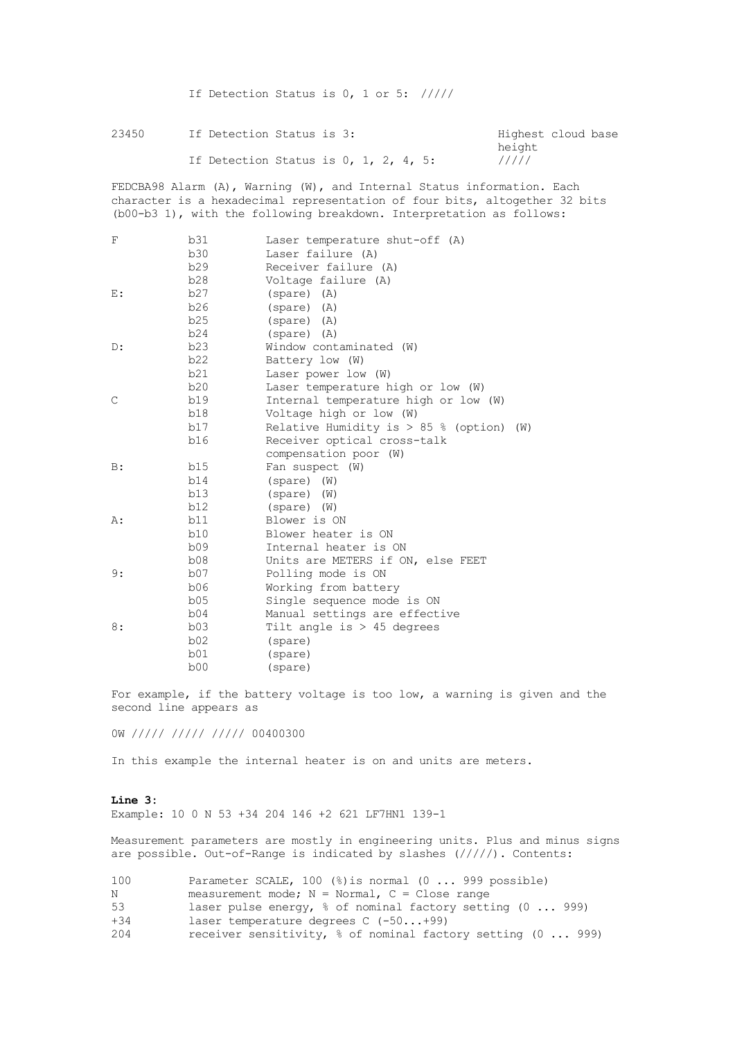If Detection Status is 0, 1 or 5: /////

| | | |
|---|---|---|
| 23450 | If Detection Status is 3: | Highest cloud base height |
| | If Detection Status is 0, 1, 2, 4, 5: | ///// |

FEDCBA98 Alarm (A), Warning (W), and Internal Status information. Each character is a hexadecimal representation of four bits, altogether 32 bits (b00-b3 1), with the following breakdown. Interpretation as follows:

| | | |
|---|---|---|
| F | b31 | Laser temperature shut-off (A) |
| | b30 | Laser failure (A) |
| | b29 | Receiver failure (A) |
| | b28 | Voltage failure (A) |
| E: | b27 | (spare) (A) |
| | b26 | (spare) (A) |
| | b25 | (spare) (A) |
| | b24 | (spare) (A) |
| D: | b23 | Window contaminated (W) |
| | b22 | Battery low (W) |
| | b21 | Laser power low (W) |
| | b20 | Laser temperature high or low (W) |
| C | b19 | Internal temperature high or low (W) |
| | b18 | Voltage high or low (W) |
| | b17 | Relative Humidity is > 85 % (option) (W) |
| | b16 | Receiver optical cross-talk compensation poor (W) |
| B: | b15 | Fan suspect (W) |
| | b14 | (spare) (W) |
| | b13 | (spare) (W) |
| | b12 | (spare) (W) |
| A: | b11 | Blower is ON |
| | b10 | Blower heater is ON |
| | b09 | Internal heater is ON |
| | b08 | Units are METERS if ON, else FEET |
| 9: | b07 | Polling mode is ON |
| | b06 | Working from battery |
| | b05 | Single sequence mode is ON |
| | b04 | Manual settings are effective |
| 8: | b03 | Tilt angle is > 45 degrees |
| | b02 | (spare) |
| | b01 | (spare) |
| | b00 | (spare) |

For example, if the battery voltage is too low, a warning is given and the second line appears as

```
0W ///// ///// ///// 00400300
```

In this example the internal heater is on and units are meters.

**Line 3:**
Example: 10 0 N 53 +34 204 146 +2 621 LF7HN1 139-1

Measurement parameters are mostly in engineering units. Plus and minus signs are possible. Out-of-Range is indicated by slashes (/////). Contents:

| | |
|---|---|
| 100 | Parameter SCALE, 100 (%)is normal (0 ... 999 possible) |
| N | measurement mode; N = Normal, C = Close range |
| 53 | laser pulse energy, % of nominal factory setting (0 ... 999) |
| +34 | laser temperature degrees C (-50...+99) |
| 204 | receiver sensitivity, % of nominal factory setting (0 ... 999) |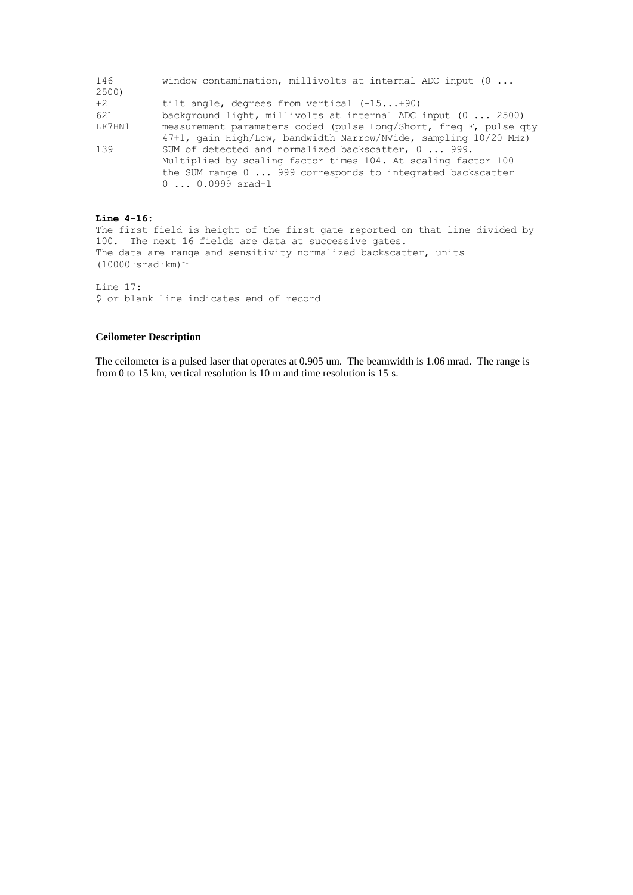```
146         window contamination, millivolts at internal ADC input (0 ...
2500)
+2          tilt angle, degrees from vertical (-15...+90)
621         background light, millivolts at internal ADC input (0 ... 2500)
LF7HN1      measurement parameters coded (pulse Long/Short, freq F, pulse qty
            47+1, gain High/Low, bandwidth Narrow/NVide, sampling 10/20 MHz)
139         SUM of detected and normalized backscatter, 0 ... 999.
            Multiplied by scaling factor times 104. At scaling factor 100
            the SUM range 0 ... 999 corresponds to integrated backscatter
            0 ... 0.0999 srad-1
```

**Line 4-16:**
The first field is height of the first gate reported on that line divided by 100. The next 16 fields are data at successive gates.
The data are range and sensitivity normalized backscatter, units $(10000 \cdot \text{srad} \cdot \text{km})^{-1}$

Line 17:
$ or blank line indicates end of record

### Ceilometer Description

The ceilometer is a pulsed laser that operates at 0.905 um. The beamwidth is 1.06 mrad. The range is from 0 to 15 km, vertical resolution is 10 m and time resolution is 15 s.